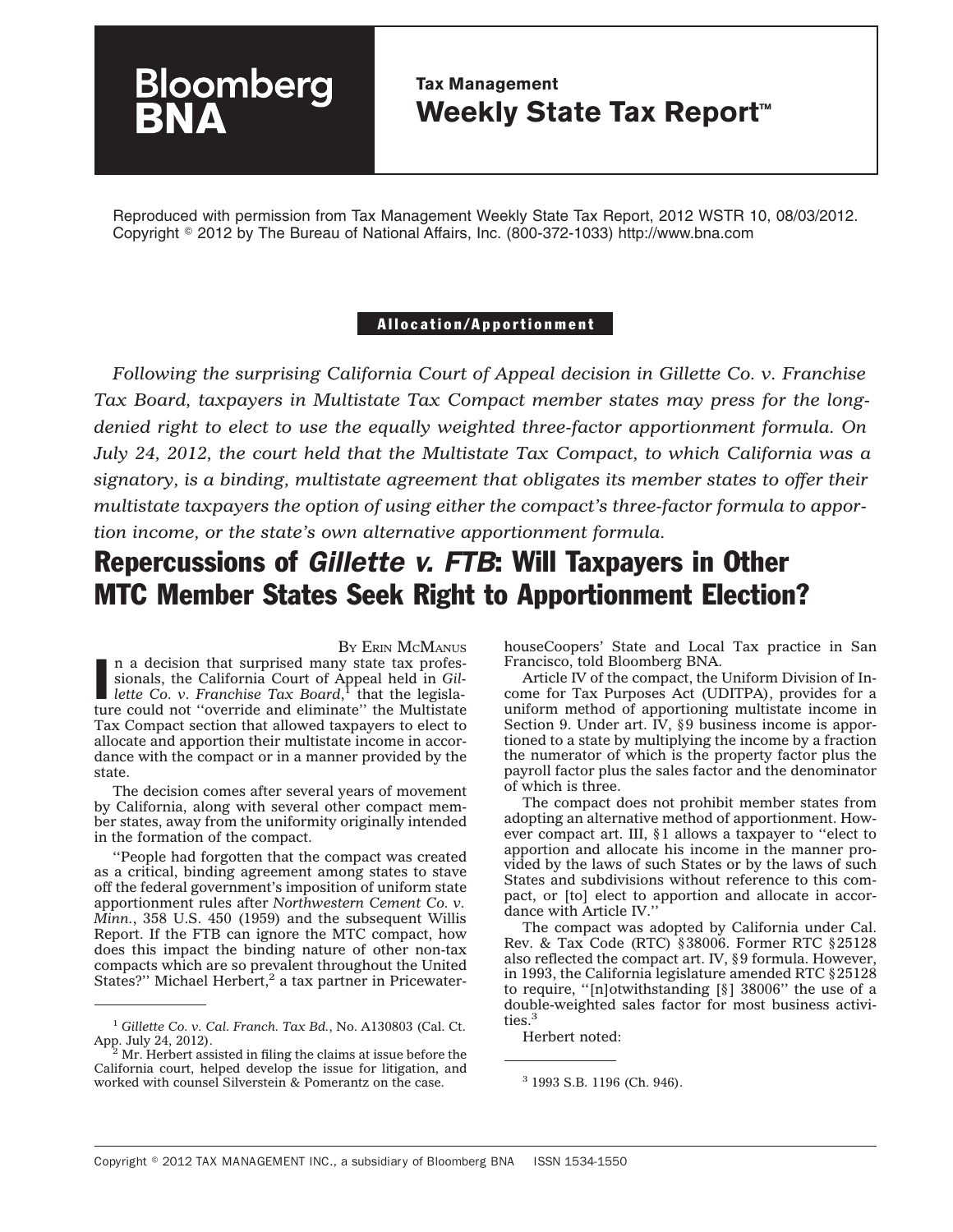**Bloomberg BNA**

**Tax Management**
**Weekly State Tax Report™**

Reproduced with permission from Tax Management Weekly State Tax Report, 2012 WSTR 10, 08/03/2012. Copyright © 2012 by The Bureau of National Affairs, Inc. (800-372-1033) http://www.bna.com

**Allocation/Apportionment**

*Following the surprising California Court of Appeal decision in Gillette Co. v. Franchise Tax Board, taxpayers in Multistate Tax Compact member states may press for the long-denied right to elect to use the equally weighted three-factor apportionment formula. On July 24, 2012, the court held that the Multistate Tax Compact, to which California was a signatory, is a binding, multistate agreement that obligates its member states to offer their multistate taxpayers the option of using either the compact's three-factor formula to apportion income, or the state's own alternative apportionment formula.*

# Repercussions of *Gillette v. FTB*: Will Taxpayers in Other MTC Member States Seek Right to Apportionment Election?

BY ERIN MCMANUS

In a decision that surprised many state tax professionals, the California Court of Appeal held in *Gillette Co. v. Franchise Tax Board*,[1] that the legislature could not ''override and eliminate'' the Multistate Tax Compact section that allowed taxpayers to elect to allocate and apportion their multistate income in accordance with the compact or in a manner provided by the state.

The decision comes after several years of movement by California, along with several other compact member states, away from the uniformity originally intended in the formation of the compact.

''People had forgotten that the compact was created as a critical, binding agreement among states to stave off the federal government's imposition of uniform state apportionment rules after *Northwestern Cement Co. v. Minn.*, 358 U.S. 450 (1959) and the subsequent Willis Report. If the FTB can ignore the MTC compact, how does this impact the binding nature of other non-tax compacts which are so prevalent throughout the United States?'' Michael Herbert,[2] a tax partner in PricewaterhouseCoopers' State and Local Tax practice in San Francisco, told Bloomberg BNA.

Article IV of the compact, the Uniform Division of Income for Tax Purposes Act (UDITPA), provides for a uniform method of apportioning multistate income in Section 9. Under art. IV, §9 business income is apportioned to a state by multiplying the income by a fraction the numerator of which is the property factor plus the payroll factor plus the sales factor and the denominator of which is three.

The compact does not prohibit member states from adopting an alternative method of apportionment. However compact art. III, §1 allows a taxpayer to ''elect to apportion and allocate his income in the manner provided by the laws of such States or by the laws of such States and subdivisions without reference to this compact, or [to] elect to apportion and allocate in accordance with Article IV.''

The compact was adopted by California under Cal. Rev. & Tax Code (RTC) §38006. Former RTC §25128 also reflected the compact art. IV, §9 formula. However, in 1993, the California legislature amended RTC §25128 to require, ''[n]otwithstanding [§] 38006'' the use of a double-weighted sales factor for most business activities.[3]

Herbert noted:

---

[1] *Gillette Co. v. Cal. Franch. Tax Bd.*, No. A130803 (Cal. Ct. App. July 24, 2012).

[2] Mr. Herbert assisted in filing the claims at issue before the California court, helped develop the issue for litigation, and worked with counsel Silverstein & Pomerantz on the case.

[3] 1993 S.B. 1196 (Ch. 946).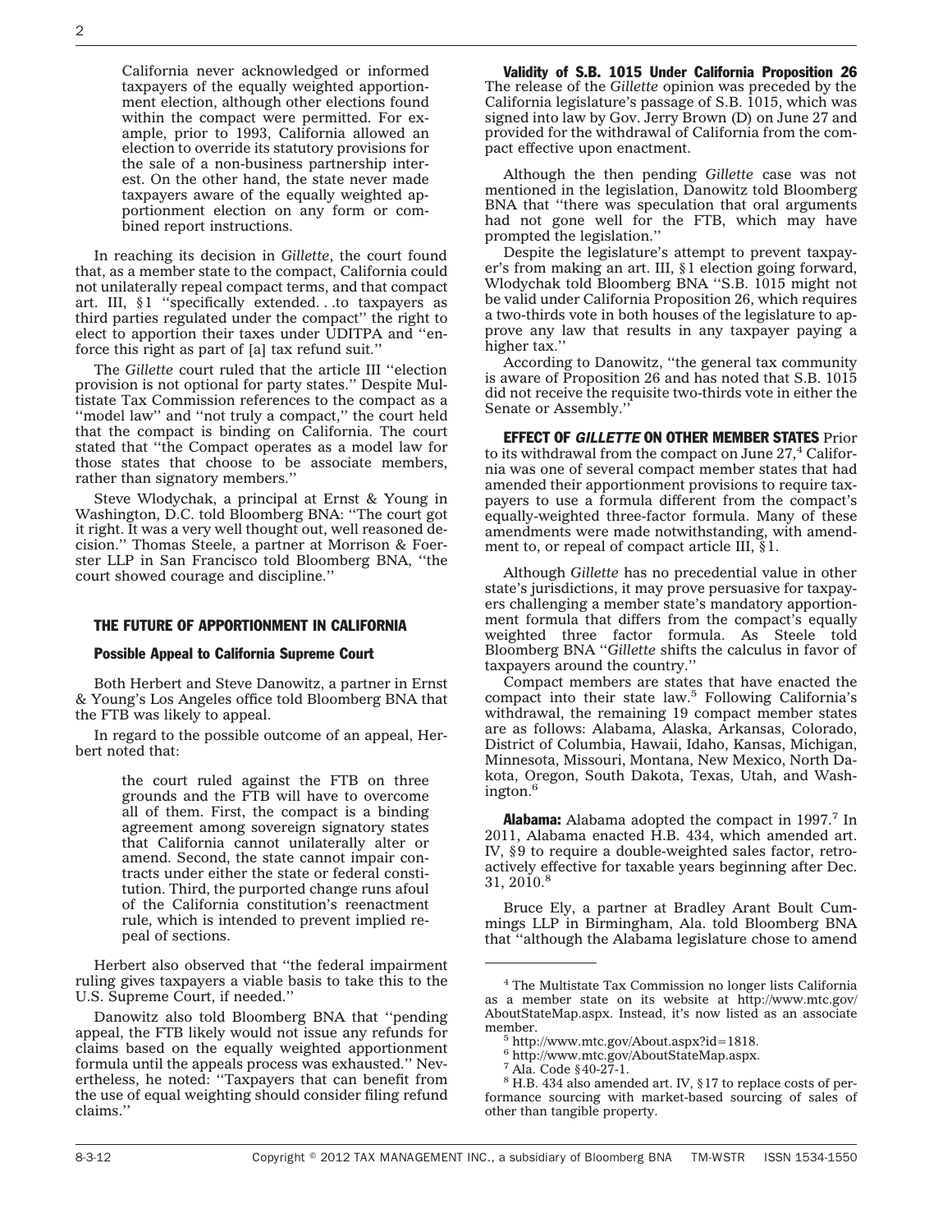California never acknowledged or informed taxpayers of the equally weighted apportionment election, although other elections found within the compact were permitted. For example, prior to 1993, California allowed an election to override its statutory provisions for the sale of a non-business partnership interest. On the other hand, the state never made taxpayers aware of the equally weighted apportionment election on any form or combined report instructions.

In reaching its decision in *Gillette*, the court found that, as a member state to the compact, California could not unilaterally repeal compact terms, and that compact art. III, §1 ''specifically extended. . .to taxpayers as third parties regulated under the compact'' the right to elect to apportion their taxes under UDITPA and ''enforce this right as part of [a] tax refund suit.''

The *Gillette* court ruled that the article III ''election provision is not optional for party states.'' Despite Multistate Tax Commission references to the compact as a ''model law'' and ''not truly a compact,'' the court held that the compact is binding on California. The court stated that ''the Compact operates as a model law for those states that choose to be associate members, rather than signatory members.''

Steve Wlodychak, a principal at Ernst & Young in Washington, D.C. told Bloomberg BNA: ''The court got it right. It was a very well thought out, well reasoned decision.'' Thomas Steele, a partner at Morrison & Foerster LLP in San Francisco told Bloomberg BNA, ''the court showed courage and discipline.''

## THE FUTURE OF APPORTIONMENT IN CALIFORNIA

### Possible Appeal to California Supreme Court

Both Herbert and Steve Danowitz, a partner in Ernst & Young's Los Angeles office told Bloomberg BNA that the FTB was likely to appeal.

In regard to the possible outcome of an appeal, Herbert noted that:

> the court ruled against the FTB on three grounds and the FTB will have to overcome all of them. First, the compact is a binding agreement among sovereign signatory states that California cannot unilaterally alter or amend. Second, the state cannot impair contracts under either the state or federal constitution. Third, the purported change runs afoul of the California constitution's reenactment rule, which is intended to prevent implied repeal of sections.

Herbert also observed that ''the federal impairment ruling gives taxpayers a viable basis to take this to the U.S. Supreme Court, if needed.''

Danowitz also told Bloomberg BNA that ''pending appeal, the FTB likely would not issue any refunds for claims based on the equally weighted apportionment formula until the appeals process was exhausted.'' Nevertheless, he noted: ''Taxpayers that can benefit from the use of equal weighting should consider filing refund claims.''

### Validity of S.B. 1015 Under California Proposition 26

The release of the *Gillette* opinion was preceded by the California legislature's passage of S.B. 1015, which was signed into law by Gov. Jerry Brown (D) on June 27 and provided for the withdrawal of California from the compact effective upon enactment.

Although the then pending *Gillette* case was not mentioned in the legislation, Danowitz told Bloomberg BNA that ''there was speculation that oral arguments had not gone well for the FTB, which may have prompted the legislation.''

Despite the legislature's attempt to prevent taxpayer's from making an art. III, §1 election going forward, Wlodychak told Bloomberg BNA ''S.B. 1015 might not be valid under California Proposition 26, which requires a two-thirds vote in both houses of the legislature to approve any law that results in any taxpayer paying a higher tax.''

According to Danowitz, ''the general tax community is aware of Proposition 26 and has noted that S.B. 1015 did not receive the requisite two-thirds vote in either the Senate or Assembly.''

**EFFECT OF *GILLETTE* ON OTHER MEMBER STATES** Prior to its withdrawal from the compact on June 27,[4] California was one of several compact member states that had amended their apportionment provisions to require taxpayers to use a formula different from the compact's equally-weighted three-factor formula. Many of these amendments were made notwithstanding, with amendment to, or repeal of compact article III, §1.

Although *Gillette* has no precedential value in other state's jurisdictions, it may prove persuasive for taxpayers challenging a member state's mandatory apportionment formula that differs from the compact's equally weighted three factor formula. As Steele told Bloomberg BNA ''*Gillette* shifts the calculus in favor of taxpayers around the country.''

Compact members are states that have enacted the compact into their state law.[5] Following California's withdrawal, the remaining 19 compact member states are as follows: Alabama, Alaska, Arkansas, Colorado, District of Columbia, Hawaii, Idaho, Kansas, Michigan, Minnesota, Missouri, Montana, New Mexico, North Dakota, Oregon, South Dakota, Texas, Utah, and Washington.[6]

**Alabama:** Alabama adopted the compact in 1997.[7] In 2011, Alabama enacted H.B. 434, which amended art. IV, §9 to require a double-weighted sales factor, retroactively effective for taxable years beginning after Dec. 31, 2010.[8]

Bruce Ely, a partner at Bradley Arant Boult Cummings LLP in Birmingham, Ala. told Bloomberg BNA that ''although the Alabama legislature chose to amend

---

[4] The Multistate Tax Commission no longer lists California as a member state on its website at http://www.mtc.gov/AboutStateMap.aspx. Instead, it's now listed as an associate member.

[5] http://www.mtc.gov/About.aspx?id=1818.

[6] http://www.mtc.gov/AboutStateMap.aspx.

[7] Ala. Code §40-27-1.

[8] H.B. 434 also amended art. IV, §17 to replace costs of performance sourcing with market-based sourcing of sales of other than tangible property.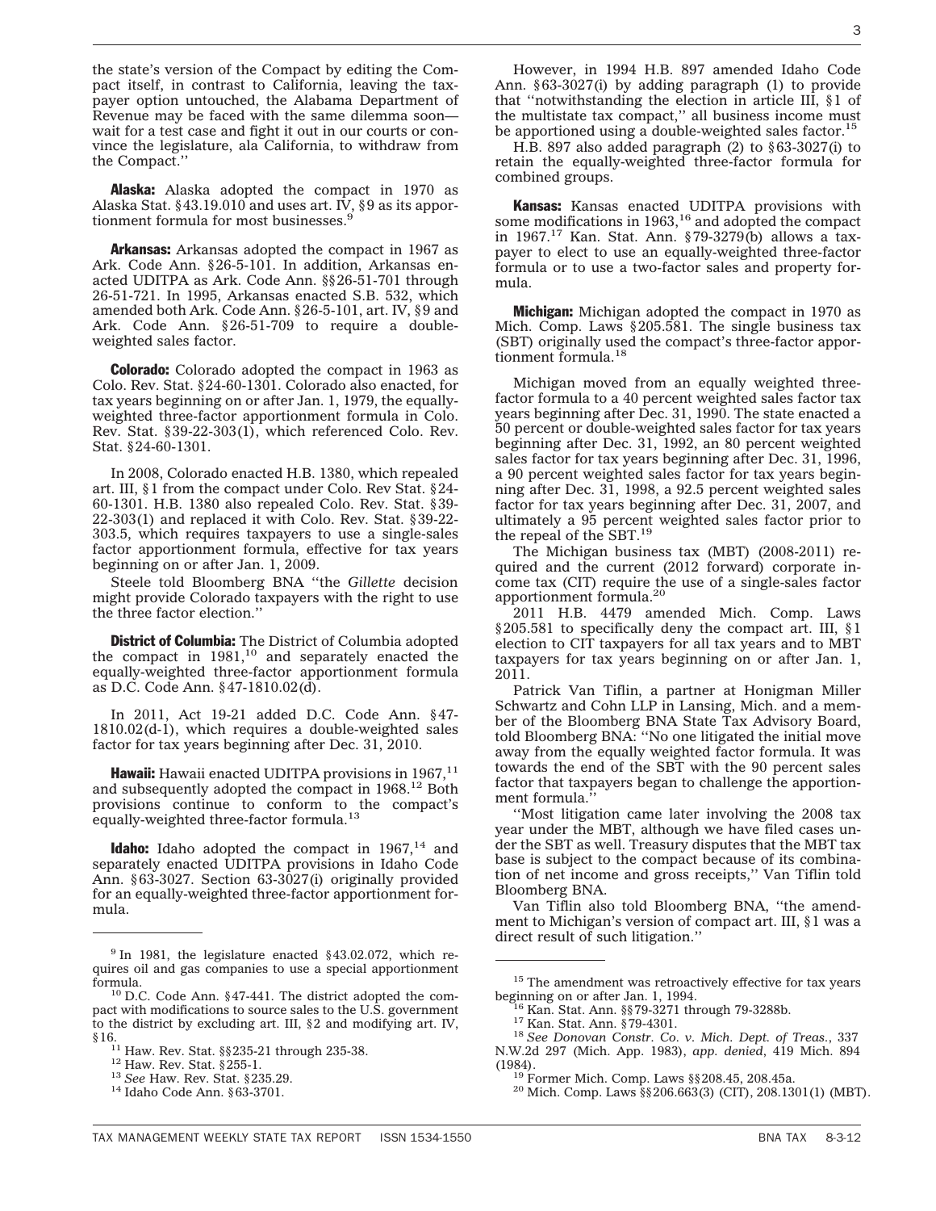the state's version of the Compact by editing the Compact itself, in contrast to California, leaving the taxpayer option untouched, the Alabama Department of Revenue may be faced with the same dilemma soon—wait for a test case and fight it out in our courts or convince the legislature, ala California, to withdraw from the Compact.''

**Alaska:** Alaska adopted the compact in 1970 as Alaska Stat. §43.19.010 and uses art. IV, §9 as its apportionment formula for most businesses.[9]

**Arkansas:** Arkansas adopted the compact in 1967 as Ark. Code Ann. §26-5-101. In addition, Arkansas enacted UDITPA as Ark. Code Ann. §§26-51-701 through 26-51-721. In 1995, Arkansas enacted S.B. 532, which amended both Ark. Code Ann. §26-5-101, art. IV, §9 and Ark. Code Ann. §26-51-709 to require a double-weighted sales factor.

**Colorado:** Colorado adopted the compact in 1963 as Colo. Rev. Stat. §24-60-1301. Colorado also enacted, for tax years beginning on or after Jan. 1, 1979, the equally-weighted three-factor apportionment formula in Colo. Rev. Stat. §39-22-303(1), which referenced Colo. Rev. Stat. §24-60-1301.

In 2008, Colorado enacted H.B. 1380, which repealed art. III, §1 from the compact under Colo. Rev Stat. §24-60-1301. H.B. 1380 also repealed Colo. Rev. Stat. §39-22-303(1) and replaced it with Colo. Rev. Stat. §39-22-303.5, which requires taxpayers to use a single-sales factor apportionment formula, effective for tax years beginning on or after Jan. 1, 2009.

Steele told Bloomberg BNA ''the *Gillette* decision might provide Colorado taxpayers with the right to use the three factor election.''

**District of Columbia:** The District of Columbia adopted the compact in 1981,[10] and separately enacted the equally-weighted three-factor apportionment formula as D.C. Code Ann. §47-1810.02(d).

In 2011, Act 19-21 added D.C. Code Ann. §47-1810.02(d-1), which requires a double-weighted sales factor for tax years beginning after Dec. 31, 2010.

**Hawaii:** Hawaii enacted UDITPA provisions in 1967,[11] and subsequently adopted the compact in 1968.[12] Both provisions continue to conform to the compact's equally-weighted three-factor formula.[13]

**Idaho:** Idaho adopted the compact in 1967,[14] and separately enacted UDITPA provisions in Idaho Code Ann. §63-3027. Section 63-3027(i) originally provided for an equally-weighted three-factor apportionment formula.

However, in 1994 H.B. 897 amended Idaho Code Ann. §63-3027(i) by adding paragraph (1) to provide that ''notwithstanding the election in article III, §1 of the multistate tax compact,'' all business income must be apportioned using a double-weighted sales factor.[15]

H.B. 897 also added paragraph (2) to §63-3027(i) to retain the equally-weighted three-factor formula for combined groups.

**Kansas:** Kansas enacted UDITPA provisions with some modifications in 1963,[16] and adopted the compact in 1967.[17] Kan. Stat. Ann. §79-3279(b) allows a taxpayer to elect to use an equally-weighted three-factor formula or to use a two-factor sales and property formula.

**Michigan:** Michigan adopted the compact in 1970 as Mich. Comp. Laws §205.581. The single business tax (SBT) originally used the compact's three-factor apportionment formula.[18]

Michigan moved from an equally weighted three-factor formula to a 40 percent weighted sales factor tax years beginning after Dec. 31, 1990. The state enacted a 50 percent or double-weighted sales factor for tax years beginning after Dec. 31, 1992, an 80 percent weighted sales factor for tax years beginning after Dec. 31, 1996, a 90 percent weighted sales factor for tax years beginning after Dec. 31, 1998, a 92.5 percent weighted sales factor for tax years beginning after Dec. 31, 2007, and ultimately a 95 percent weighted sales factor prior to the repeal of the SBT.[19]

The Michigan business tax (MBT) (2008-2011) required and the current (2012 forward) corporate income tax (CIT) require the use of a single-sales factor apportionment formula.[20]

2011 H.B. 4479 amended Mich. Comp. Laws §205.581 to specifically deny the compact art. III, §1 election to CIT taxpayers for all tax years and to MBT taxpayers for tax years beginning on or after Jan. 1, 2011.

Patrick Van Tiflin, a partner at Honigman Miller Schwartz and Cohn LLP in Lansing, Mich. and a member of the Bloomberg BNA State Tax Advisory Board, told Bloomberg BNA: ''No one litigated the initial move away from the equally weighted factor formula. It was towards the end of the SBT with the 90 percent sales factor that taxpayers began to challenge the apportionment formula.''

''Most litigation came later involving the 2008 tax year under the MBT, although we have filed cases under the SBT as well. Treasury disputes that the MBT tax base is subject to the compact because of its combination of net income and gross receipts,'' Van Tiflin told Bloomberg BNA.

Van Tiflin also told Bloomberg BNA, ''the amendment to Michigan's version of compact art. III, §1 was a direct result of such litigation.''

---

[9] In 1981, the legislature enacted §43.02.072, which requires oil and gas companies to use a special apportionment formula.

[10] D.C. Code Ann. §47-441. The district adopted the compact with modifications to source sales to the U.S. government to the district by excluding art. III, §2 and modifying art. IV, §16.

[11] Haw. Rev. Stat. §§235-21 through 235-38.

[12] Haw. Rev. Stat. §255-1.

[13] *See* Haw. Rev. Stat. §235.29.

[14] Idaho Code Ann. §63-3701.

[15] The amendment was retroactively effective for tax years beginning on or after Jan. 1, 1994.

[16] Kan. Stat. Ann. §§79-3271 through 79-3288b.

[17] Kan. Stat. Ann. §79-4301.

[18] *See Donovan Constr. Co. v. Mich. Dept. of Treas.*, 337 N.W.2d 297 (Mich. App. 1983), *app. denied*, 419 Mich. 894 (1984).

[19] Former Mich. Comp. Laws §§208.45, 208.45a.

[20] Mich. Comp. Laws §§206.663(3) (CIT), 208.1301(1) (MBT).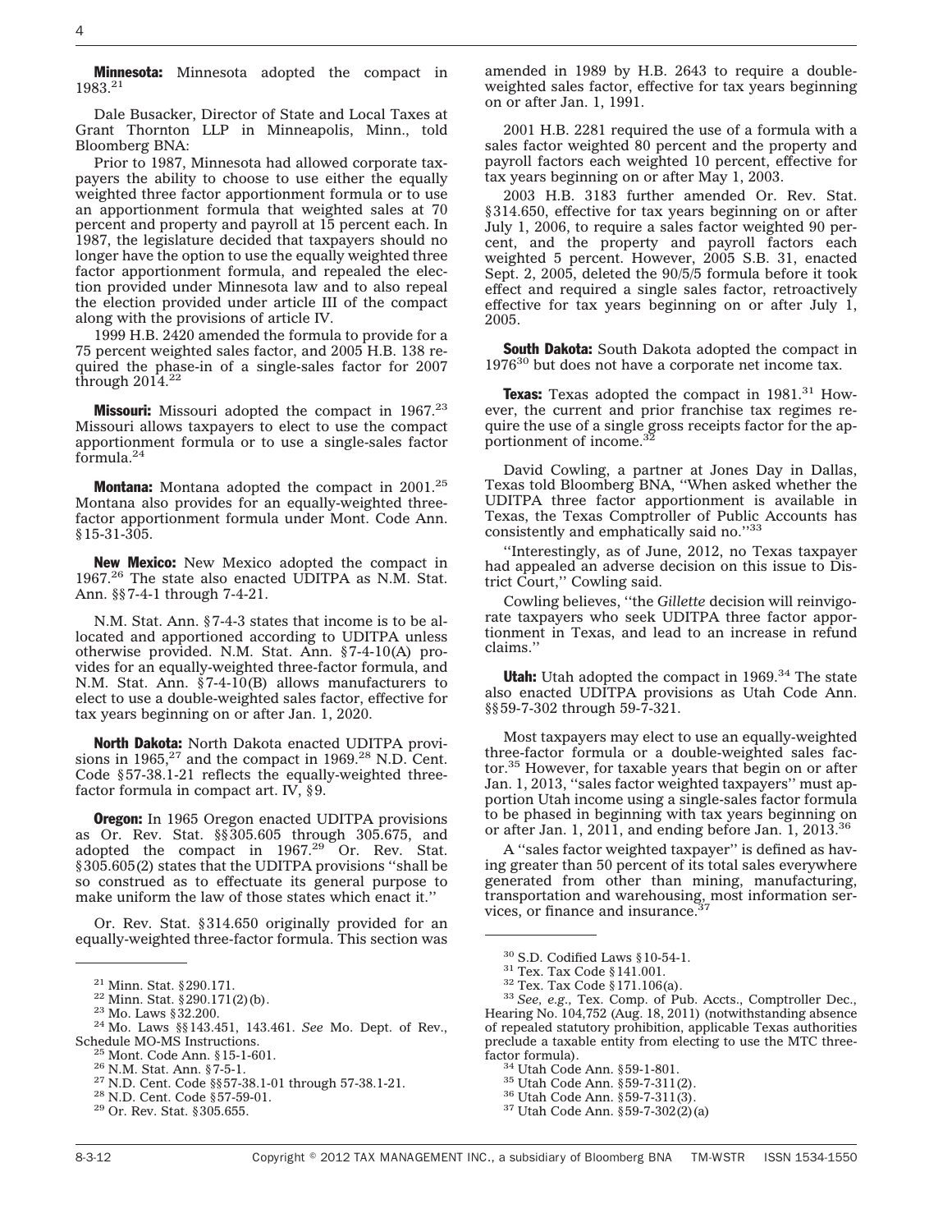**Minnesota:** Minnesota adopted the compact in 1983.[21]

Dale Busacker, Director of State and Local Taxes at Grant Thornton LLP in Minneapolis, Minn., told Bloomberg BNA:

Prior to 1987, Minnesota had allowed corporate taxpayers the ability to choose to use either the equally weighted three factor apportionment formula or to use an apportionment formula that weighted sales at 70 percent and property and payroll at 15 percent each. In 1987, the legislature decided that taxpayers should no longer have the option to use the equally weighted three factor apportionment formula, and repealed the election provided under Minnesota law and to also repeal the election provided under article III of the compact along with the provisions of article IV.

1999 H.B. 2420 amended the formula to provide for a 75 percent weighted sales factor, and 2005 H.B. 138 required the phase-in of a single-sales factor for 2007 through 2014.[22]

**Missouri:** Missouri adopted the compact in 1967.[23] Missouri allows taxpayers to elect to use the compact apportionment formula or to use a single-sales factor formula.[24]

**Montana:** Montana adopted the compact in 2001.[25] Montana also provides for an equally-weighted three-factor apportionment formula under Mont. Code Ann. §15-31-305.

**New Mexico:** New Mexico adopted the compact in 1967.[26] The state also enacted UDITPA as N.M. Stat. Ann. §§7-4-1 through 7-4-21.

N.M. Stat. Ann. §7-4-3 states that income is to be allocated and apportioned according to UDITPA unless otherwise provided. N.M. Stat. Ann. §7-4-10(A) provides for an equally-weighted three-factor formula, and N.M. Stat. Ann. §7-4-10(B) allows manufacturers to elect to use a double-weighted sales factor, effective for tax years beginning on or after Jan. 1, 2020.

**North Dakota:** North Dakota enacted UDITPA provisions in 1965,[27] and the compact in 1969.[28] N.D. Cent. Code §57-38.1-21 reflects the equally-weighted three-factor formula in compact art. IV, §9.

**Oregon:** In 1965 Oregon enacted UDITPA provisions as Or. Rev. Stat. §§305.605 through 305.675, and adopted the compact in 1967.[29] Or. Rev. Stat. §305.605(2) states that the UDITPA provisions "shall be so construed as to effectuate its general purpose to make uniform the law of those states which enact it."

Or. Rev. Stat. §314.650 originally provided for an equally-weighted three-factor formula. This section was amended in 1989 by H.B. 2643 to require a double-weighted sales factor, effective for tax years beginning on or after Jan. 1, 1991.

2001 H.B. 2281 required the use of a formula with a sales factor weighted 80 percent and the property and payroll factors each weighted 10 percent, effective for tax years beginning on or after May 1, 2003.

2003 H.B. 3183 further amended Or. Rev. Stat. §314.650, effective for tax years beginning on or after July 1, 2006, to require a sales factor weighted 90 percent, and the property and payroll factors each weighted 5 percent. However, 2005 S.B. 31, enacted Sept. 2, 2005, deleted the 90/5/5 formula before it took effect and required a single sales factor, retroactively effective for tax years beginning on or after July 1, 2005.

**South Dakota:** South Dakota adopted the compact in 1976[30] but does not have a corporate net income tax.

**Texas:** Texas adopted the compact in 1981.[31] However, the current and prior franchise tax regimes require the use of a single gross receipts factor for the apportionment of income.[32]

David Cowling, a partner at Jones Day in Dallas, Texas told Bloomberg BNA, "When asked whether the UDITPA three factor apportionment is available in Texas, the Texas Comptroller of Public Accounts has consistently and emphatically said no."[33]

"Interestingly, as of June, 2012, no Texas taxpayer had appealed an adverse decision on this issue to District Court," Cowling said.

Cowling believes, "the *Gillette* decision will reinvigorate taxpayers who seek UDITPA three factor apportionment in Texas, and lead to an increase in refund claims."

**Utah:** Utah adopted the compact in 1969.[34] The state also enacted UDITPA provisions as Utah Code Ann. §§59-7-302 through 59-7-321.

Most taxpayers may elect to use an equally-weighted three-factor formula or a double-weighted sales factor.[35] However, for taxable years that begin on or after Jan. 1, 2013, "sales factor weighted taxpayers" must apportion Utah income using a single-sales factor formula to be phased in beginning with tax years beginning on or after Jan. 1, 2011, and ending before Jan. 1, 2013.[36]

A "sales factor weighted taxpayer" is defined as having greater than 50 percent of its total sales everywhere generated from other than mining, manufacturing, transportation and warehousing, most information services, or finance and insurance.[37]

---

[21] Minn. Stat. §290.171.

[22] Minn. Stat. §290.171(2)(b).

[23] Mo. Laws §32.200.

[24] Mo. Laws §§143.451, 143.461. *See* Mo. Dept. of Rev., Schedule MO-MS Instructions.

[25] Mont. Code Ann. §15-1-601.

[26] N.M. Stat. Ann. §7-5-1.

[27] N.D. Cent. Code §§57-38.1-01 through 57-38.1-21.

[28] N.D. Cent. Code §57-59-01.

[29] Or. Rev. Stat. §305.655.

[30] S.D. Codified Laws §10-54-1.

[31] Tex. Tax Code §141.001.

[32] Tex. Tax Code §171.106(a).

[33] *See, e.g.,* Tex. Comp. of Pub. Accts., Comptroller Dec., Hearing No. 104,752 (Aug. 18, 2011) (notwithstanding absence of repealed statutory prohibition, applicable Texas authorities preclude a taxable entity from electing to use the MTC three-factor formula).

[34] Utah Code Ann. §59-1-801.

[35] Utah Code Ann. §59-7-311(2).

[36] Utah Code Ann. §59-7-311(3).

[37] Utah Code Ann. §59-7-302(2)(a)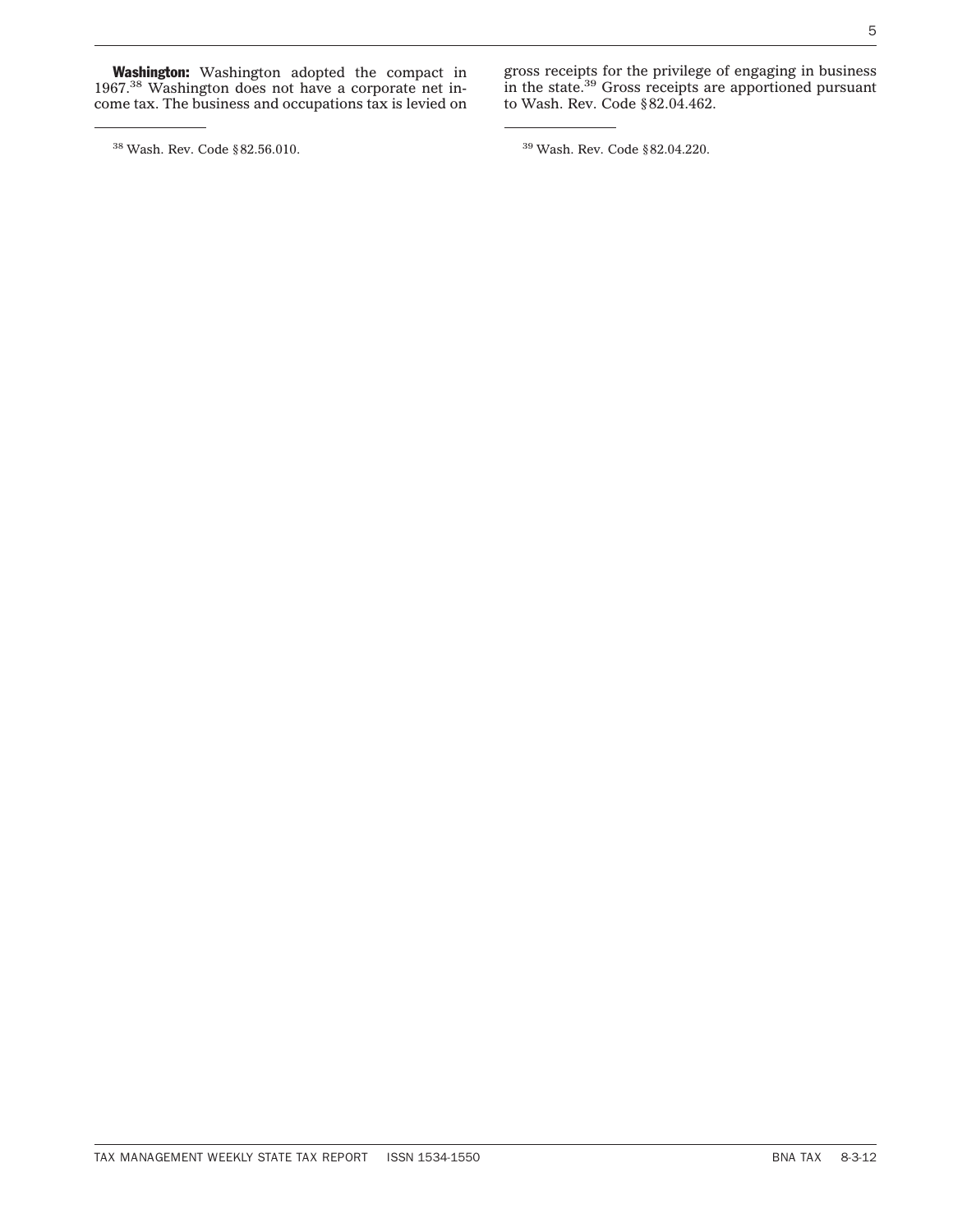**Washington:** Washington adopted the compact in 1967.[38] Washington does not have a corporate net income tax. The business and occupations tax is levied on gross receipts for the privilege of engaging in business in the state.[39] Gross receipts are apportioned pursuant to Wash. Rev. Code §82.04.462.

[38] Wash. Rev. Code §82.56.010.

[39] Wash. Rev. Code §82.04.220.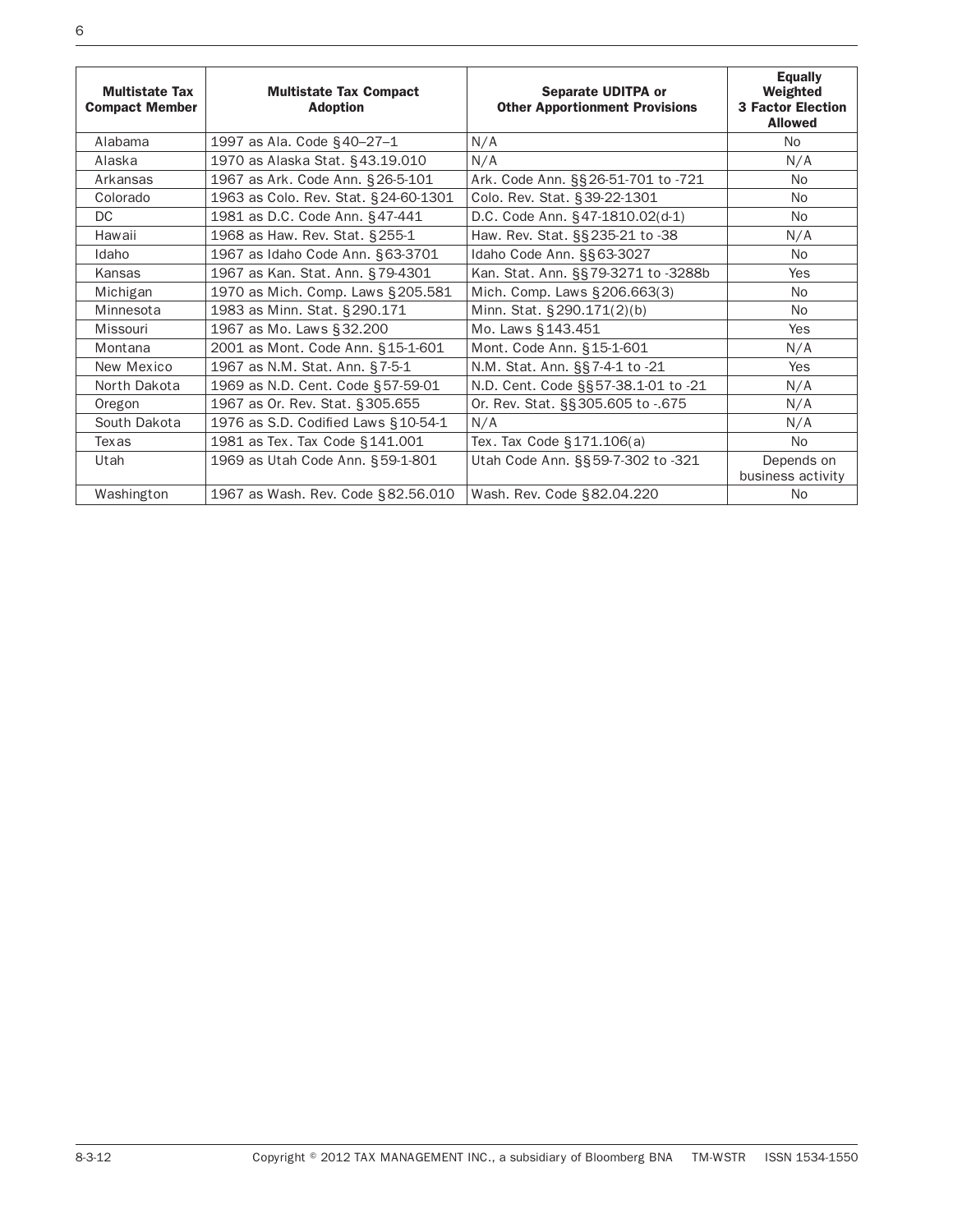| Multistate Tax Compact Member | Multistate Tax Compact Adoption | Separate UDITPA or Other Apportionment Provisions | Equally Weighted 3 Factor Election Allowed |
|---|---|---|---|
| Alabama | 1997 as Ala. Code §40–27–1 | N/A | No |
| Alaska | 1970 as Alaska Stat. §43.19.010 | N/A | N/A |
| Arkansas | 1967 as Ark. Code Ann. §26-5-101 | Ark. Code Ann. §§26-51-701 to -721 | No |
| Colorado | 1963 as Colo. Rev. Stat. §24-60-1301 | Colo. Rev. Stat. §39-22-1301 | No |
| DC | 1981 as D.C. Code Ann. §47-441 | D.C. Code Ann. §47-1810.02(d-1) | No |
| Hawaii | 1968 as Haw. Rev. Stat. §255-1 | Haw. Rev. Stat. §§235-21 to -38 | N/A |
| Idaho | 1967 as Idaho Code Ann. §63-3701 | Idaho Code Ann. §§63-3027 | No |
| Kansas | 1967 as Kan. Stat. Ann. §79-4301 | Kan. Stat. Ann. §§79-3271 to -3288b | Yes |
| Michigan | 1970 as Mich. Comp. Laws §205.581 | Mich. Comp. Laws §206.663(3) | No |
| Minnesota | 1983 as Minn. Stat. §290.171 | Minn. Stat. §290.171(2)(b) | No |
| Missouri | 1967 as Mo. Laws §32.200 | Mo. Laws §143.451 | Yes |
| Montana | 2001 as Mont. Code Ann. §15-1-601 | Mont. Code Ann. §15-1-601 | N/A |
| New Mexico | 1967 as N.M. Stat. Ann. §7-5-1 | N.M. Stat. Ann. §§7-4-1 to -21 | Yes |
| North Dakota | 1969 as N.D. Cent. Code §57-59-01 | N.D. Cent. Code §§57-38.1-01 to -21 | N/A |
| Oregon | 1967 as Or. Rev. Stat. §305.655 | Or. Rev. Stat. §§305.605 to -.675 | N/A |
| South Dakota | 1976 as S.D. Codified Laws §10-54-1 | N/A | N/A |
| Texas | 1981 as Tex. Tax Code §141.001 | Tex. Tax Code §171.106(a) | No |
| Utah | 1969 as Utah Code Ann. §59-1-801 | Utah Code Ann. §§59-7-302 to -321 | Depends on business activity |
| Washington | 1967 as Wash. Rev. Code §82.56.010 | Wash. Rev. Code §82.04.220 | No |